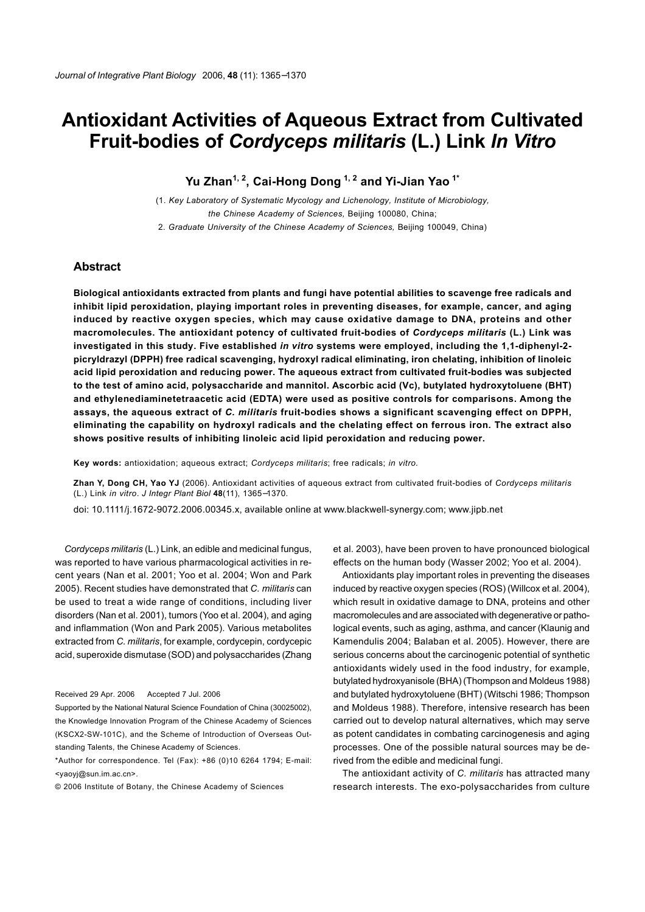# Antioxidant Activities of Aqueous Extract from Cultivated Fruit-bodies of *Cordyceps militaris* (L.) Link *In Vitro*

**Yu Zhan[1, 2], Cai-Hong Dong [1, 2] and Yi-Jian Yao [1*]**

(1. *Key Laboratory of Systematic Mycology and Lichenology, Institute of Microbiology, the Chinese Academy of Sciences,* Beijing 100080, China;
2. *Graduate University of the Chinese Academy of Sciences,* Beijing 100049, China)

## Abstract

**Biological antioxidants extracted from plants and fungi have potential abilities to scavenge free radicals and inhibit lipid peroxidation, playing important roles in preventing diseases, for example, cancer, and aging induced by reactive oxygen species, which may cause oxidative damage to DNA, proteins and other macromolecules. The antioxidant potency of cultivated fruit-bodies of *Cordyceps militaris* (L.) Link was investigated in this study. Five established *in vitro* systems were employed, including the 1,1-diphenyl-2-picryldrazyl (DPPH) free radical scavenging, hydroxyl radical eliminating, iron chelating, inhibition of linoleic acid lipid peroxidation and reducing power. The aqueous extract from cultivated fruit-bodies was subjected to the test of amino acid, polysaccharide and mannitol. Ascorbic acid (Vc), butylated hydroxytoluene (BHT) and ethylenediaminetetraacetic acid (EDTA) were used as positive controls for comparisons. Among the assays, the aqueous extract of *C. militaris* fruit-bodies shows a significant scavenging effect on DPPH, eliminating the capability on hydroxyl radicals and the chelating effect on ferrous iron. The extract also shows positive results of inhibiting linoleic acid lipid peroxidation and reducing power.**

**Key words:** antioxidation; aqueous extract; *Cordyceps militaris*; free radicals; *in vitro.*

**Zhan Y, Dong CH, Yao YJ** (2006). Antioxidant activities of aqueous extract from cultivated fruit-bodies of *Cordyceps militaris* (L.) Link *in vitro*. *J Integr Plant Biol* **48**(11), 1365–1370.

doi: 10.1111/j.1672-9072.2006.00345.x, available online at www.blackwell-synergy.com; www.jipb.net

*Cordyceps militaris* (L.) Link, an edible and medicinal fungus, was reported to have various pharmacological activities in recent years (Nan et al. 2001; Yoo et al. 2004; Won and Park 2005). Recent studies have demonstrated that *C. militaris* can be used to treat a wide range of conditions, including liver disorders (Nan et al. 2001), tumors (Yoo et al. 2004), and aging and inflammation (Won and Park 2005). Various metabolites extracted from *C. militaris*, for example, cordycepin, cordycepic acid, superoxide dismutase (SOD) and polysaccharides (Zhang et al. 2003), have been proven to have pronounced biological effects on the human body (Wasser 2002; Yoo et al. 2004).

Antioxidants play important roles in preventing the diseases induced by reactive oxygen species (ROS) (Willcox et al. 2004), which result in oxidative damage to DNA, proteins and other macromolecules and are associated with degenerative or pathological events, such as aging, asthma, and cancer (Klaunig and Kamendulis 2004; Balaban et al. 2005). However, there are serious concerns about the carcinogenic potential of synthetic antioxidants widely used in the food industry, for example, butylated hydroxyanisole (BHA) (Thompson and Moldeus 1988) and butylated hydroxytoluene (BHT) (Witschi 1986; Thompson and Moldeus 1988). Therefore, intensive research has been carried out to develop natural alternatives, which may serve as potent candidates in combating carcinogenesis and aging processes. One of the possible natural sources may be derived from the edible and medicinal fungi.

The antioxidant activity of *C. militaris* has attracted many research interests. The exo-polysaccharides from culture

Received 29 Apr. 2006 Accepted 7 Jul. 2006

Supported by the National Natural Science Foundation of China (30025002), the Knowledge Innovation Program of the Chinese Academy of Sciences (KSCX2-SW-101C), and the Scheme of Introduction of Overseas Outstanding Talents, the Chinese Academy of Sciences.

*Author for correspondence. Tel (Fax): +86 (0)10 6264 1794; E-mail: <yaoyj@sun.im.ac.cn>.

© 2006 Institute of Botany, the Chinese Academy of Sciences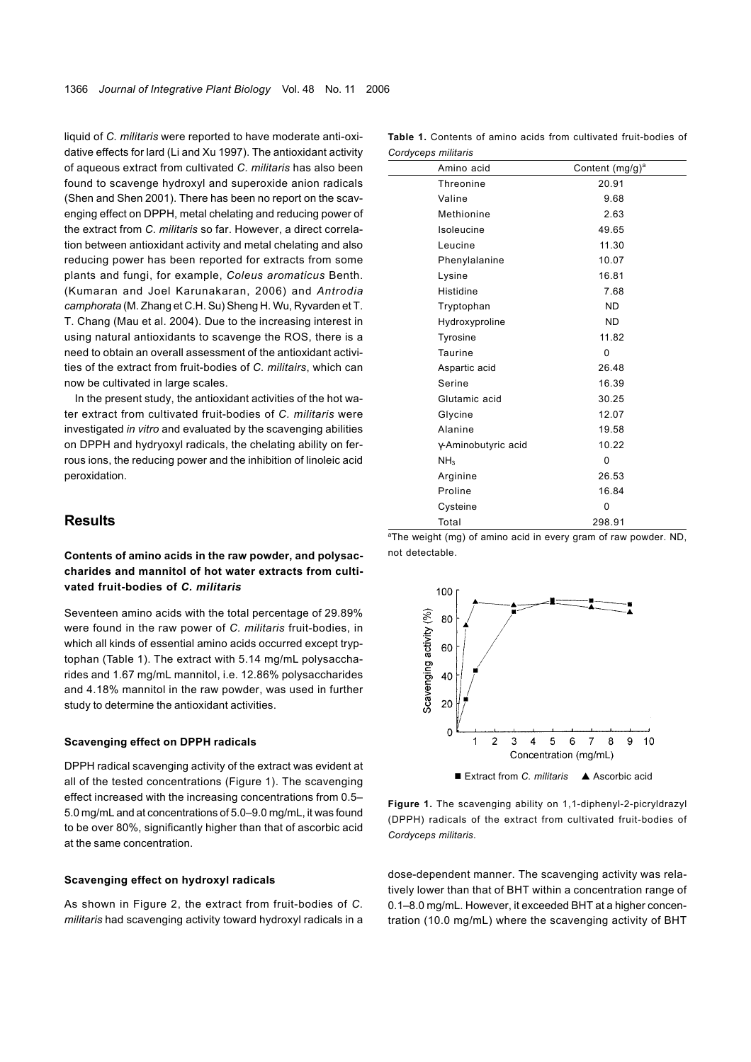liquid of *C. militaris* were reported to have moderate anti-oxidative effects for lard (Li and Xu 1997). The antioxidant activity of aqueous extract from cultivated *C. militaris* has also been found to scavenge hydroxyl and superoxide anion radicals (Shen and Shen 2001). There has been no report on the scavenging effect on DPPH, metal chelating and reducing power of the extract from *C. militaris* so far. However, a direct correlation between antioxidant activity and metal chelating and also reducing power has been reported for extracts from some plants and fungi, for example, *Coleus aromaticus* Benth. (Kumaran and Joel Karunakaran, 2006) and *Antrodia camphorata* (M. Zhang et C.H. Su) Sheng H. Wu, Ryvarden et T. T. Chang (Mau et al. 2004). Due to the increasing interest in using natural antioxidants to scavenge the ROS, there is a need to obtain an overall assessment of the antioxidant activities of the extract from fruit-bodies of *C. militairs*, which can now be cultivated in large scales.

In the present study, the antioxidant activities of the hot water extract from cultivated fruit-bodies of *C. militaris* were investigated *in vitro* and evaluated by the scavenging abilities on DPPH and hydryoxyl radicals, the chelating ability on ferrous ions, the reducing power and the inhibition of linoleic acid peroxidation.

## Results

### Contents of amino acids in the raw powder, and polysaccharides and mannitol of hot water extracts from cultivated fruit-bodies of *C. militaris*

Seventeen amino acids with the total percentage of 29.89% were found in the raw power of *C. militaris* fruit-bodies, in which all kinds of essential amino acids occurred except tryptophan (Table 1). The extract with 5.14 mg/mL polysaccharides and 1.67 mg/mL mannitol, i.e. 12.86% polysaccharides and 4.18% mannitol in the raw powder, was used in further study to determine the antioxidant activities.

**Table 1.** Contents of amino acids from cultivated fruit-bodies of *Cordyceps militaris*

| Amino acid | Content (mg/g)[a] |
|---|---|
| Threonine | 20.91 |
| Valine | 9.68 |
| Methionine | 2.63 |
| Isoleucine | 49.65 |
| Leucine | 11.30 |
| Phenylalanine | 10.07 |
| Lysine | 16.81 |
| Histidine | 7.68 |
| Tryptophan | ND |
| Hydroxyproline | ND |
| Tyrosine | 11.82 |
| Taurine | 0 |
| Aspartic acid | 26.48 |
| Serine | 16.39 |
| Glutamic acid | 30.25 |
| Glycine | 12.07 |
| Alanine | 19.58 |
| γ-Aminobutyric acid | 10.22 |
| $NH_3$ | 0 |
| Arginine | 26.53 |
| Proline | 16.84 |
| Cysteine | 0 |
| Total | 298.91 |

[a]The weight (mg) of amino acid in every gram of raw powder. ND, not detectable.

### Scavenging effect on DPPH radicals

DPPH radical scavenging activity of the extract was evident at all of the tested concentrations (Figure 1). The scavenging effect increased with the increasing concentrations from 0.5–5.0 mg/mL and at concentrations of 5.0–9.0 mg/mL, it was found to be over 80%, significantly higher than that of ascorbic acid at the same concentration.

■ Extract from *C. militaris* ▲ Ascorbic acid

**Figure 1.** The scavenging ability on 1,1-diphenyl-2-picryldrazyl (DPPH) radicals of the extract from cultivated fruit-bodies of *Cordyceps militaris*.

### Scavenging effect on hydroxyl radicals

As shown in Figure 2, the extract from fruit-bodies of *C. militaris* had scavenging activity toward hydroxyl radicals in a dose-dependent manner. The scavenging activity was relatively lower than that of BHT within a concentration range of 0.1–8.0 mg/mL. However, it exceeded BHT at a higher concentration (10.0 mg/mL) where the scavenging activity of BHT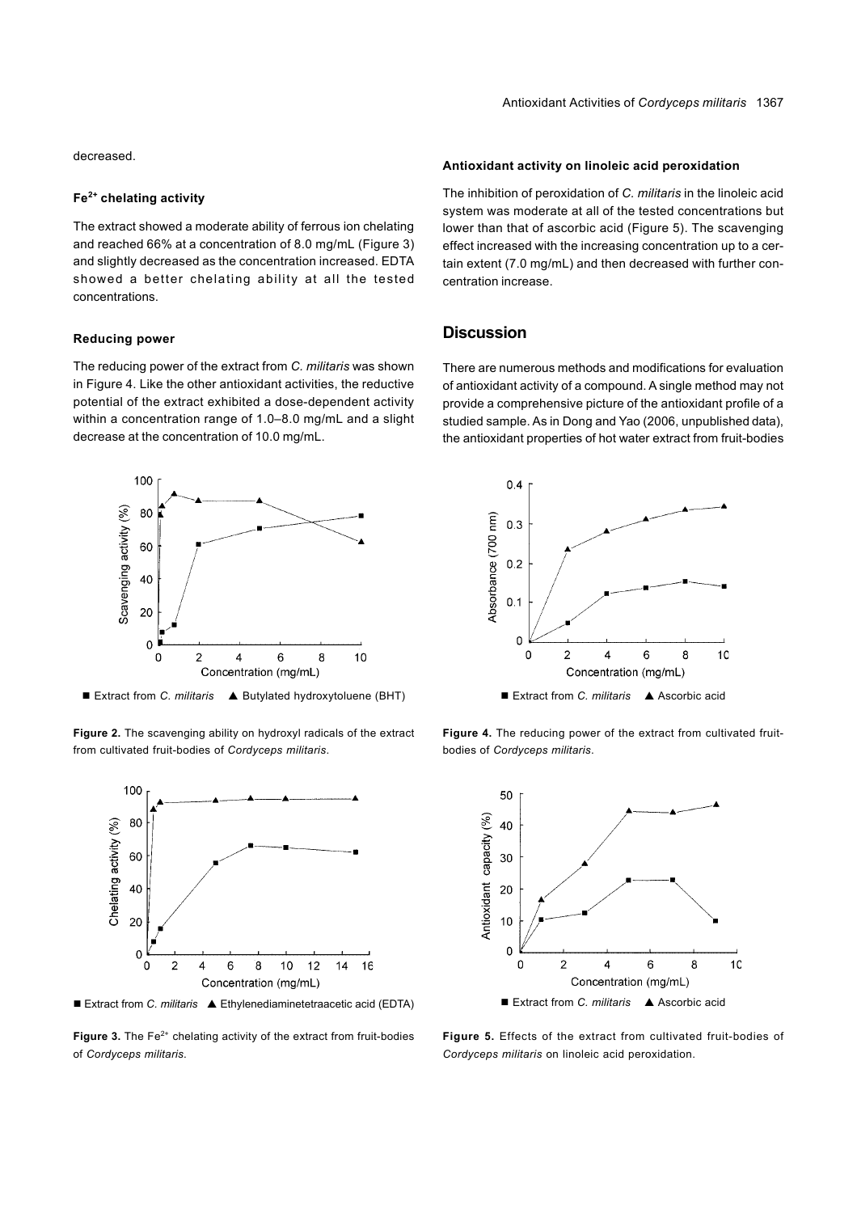decreased.

### $Fe^{2+}$ chelating activity

The extract showed a moderate ability of ferrous ion chelating and reached 66% at a concentration of 8.0 mg/mL (Figure 3) and slightly decreased as the concentration increased. EDTA showed a better chelating ability at all the tested concentrations.

### Reducing power

The reducing power of the extract from *C. militaris* was shown in Figure 4. Like the other antioxidant activities, the reductive potential of the extract exhibited a dose-dependent activity within a concentration range of 1.0–8.0 mg/mL and a slight decrease at the concentration of 10.0 mg/mL.

■ Extract from *C. militaris* ▲ Butylated hydroxytoluene (BHT)

**Figure 2.** The scavenging ability on hydroxyl radicals of the extract from cultivated fruit-bodies of *Cordyceps militaris*.

■ Extract from *C. militaris* ▲ Ethylenediaminetetraacetic acid (EDTA)

**Figure 3.** The $Fe^{2+}$ chelating activity of the extract from fruit-bodies of *Cordyceps militaris*.

### Antioxidant activity on linoleic acid peroxidation

The inhibition of peroxidation of *C. militaris* in the linoleic acid system was moderate at all of the tested concentrations but lower than that of ascorbic acid (Figure 5). The scavenging effect increased with the increasing concentration up to a certain extent (7.0 mg/mL) and then decreased with further concentration increase.

## Discussion

There are numerous methods and modifications for evaluation of antioxidant activity of a compound. A single method may not provide a comprehensive picture of the antioxidant profile of a studied sample. As in Dong and Yao (2006, unpublished data), the antioxidant properties of hot water extract from fruit-bodies

■ Extract from *C. militaris* ▲ Ascorbic acid

**Figure 4.** The reducing power of the extract from cultivated fruit-bodies of *Cordyceps militaris*.

■ Extract from *C. militaris* ▲ Ascorbic acid

**Figure 5.** Effects of the extract from cultivated fruit-bodies of *Cordyceps militaris* on linoleic acid peroxidation.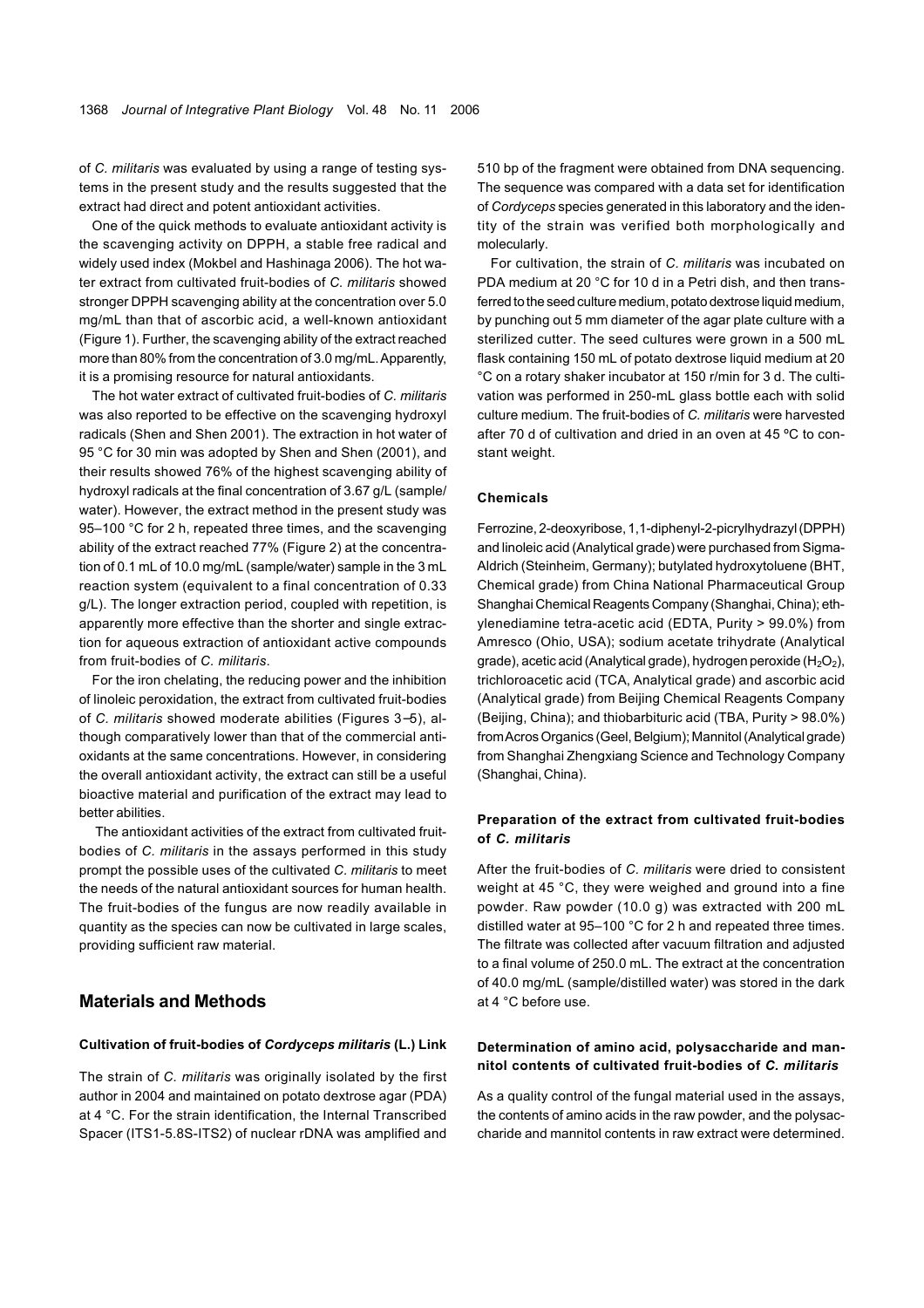of *C. militaris* was evaluated by using a range of testing systems in the present study and the results suggested that the extract had direct and potent antioxidant activities.

One of the quick methods to evaluate antioxidant activity is the scavenging activity on DPPH, a stable free radical and widely used index (Mokbel and Hashinaga 2006). The hot water extract from cultivated fruit-bodies of *C. militaris* showed stronger DPPH scavenging ability at the concentration over 5.0 mg/mL than that of ascorbic acid, a well-known antioxidant (Figure 1). Further, the scavenging ability of the extract reached more than 80% from the concentration of 3.0 mg/mL. Apparently, it is a promising resource for natural antioxidants.

The hot water extract of cultivated fruit-bodies of *C. militaris* was also reported to be effective on the scavenging hydroxyl radicals (Shen and Shen 2001). The extraction in hot water of 95 °C for 30 min was adopted by Shen and Shen (2001), and their results showed 76% of the highest scavenging ability of hydroxyl radicals at the final concentration of 3.67 g/L (sample/water). However, the extract method in the present study was 95–100 °C for 2 h, repeated three times, and the scavenging ability of the extract reached 77% (Figure 2) at the concentration of 0.1 mL of 10.0 mg/mL (sample/water) sample in the 3 mL reaction system (equivalent to a final concentration of 0.33 g/L). The longer extraction period, coupled with repetition, is apparently more effective than the shorter and single extraction for aqueous extraction of antioxidant active compounds from fruit-bodies of *C. militaris*.

For the iron chelating, the reducing power and the inhibition of linoleic peroxidation, the extract from cultivated fruit-bodies of *C. militaris* showed moderate abilities (Figures 3–5), although comparatively lower than that of the commercial antioxidants at the same concentrations. However, in considering the overall antioxidant activity, the extract can still be a useful bioactive material and purification of the extract may lead to better abilities.

The antioxidant activities of the extract from cultivated fruit-bodies of *C. militaris* in the assays performed in this study prompt the possible uses of the cultivated *C. militaris* to meet the needs of the natural antioxidant sources for human health. The fruit-bodies of the fungus are now readily available in quantity as the species can now be cultivated in large scales, providing sufficient raw material.

## Materials and Methods

### Cultivation of fruit-bodies of *Cordyceps militaris* (L.) Link

The strain of *C. militaris* was originally isolated by the first author in 2004 and maintained on potato dextrose agar (PDA) at 4 °C. For the strain identification, the Internal Transcribed Spacer (ITS1-5.8S-ITS2) of nuclear rDNA was amplified and 510 bp of the fragment were obtained from DNA sequencing. The sequence was compared with a data set for identification of *Cordyceps* species generated in this laboratory and the identity of the strain was verified both morphologically and molecularly.

For cultivation, the strain of *C. militaris* was incubated on PDA medium at 20 °C for 10 d in a Petri dish, and then transferred to the seed culture medium, potato dextrose liquid medium, by punching out 5 mm diameter of the agar plate culture with a sterilized cutter. The seed cultures were grown in a 500 mL flask containing 150 mL of potato dextrose liquid medium at 20 °C on a rotary shaker incubator at 150 r/min for 3 d. The cultivation was performed in 250-mL glass bottle each with solid culture medium. The fruit-bodies of *C. militaris* were harvested after 70 d of cultivation and dried in an oven at 45 ºC to constant weight.

### Chemicals

Ferrozine, 2-deoxyribose, 1,1-diphenyl-2-picrylhydrazyl (DPPH) and linoleic acid (Analytical grade) were purchased from Sigma-Aldrich (Steinheim, Germany); butylated hydroxytoluene (BHT, Chemical grade) from China National Pharmaceutical Group Shanghai Chemical Reagents Company (Shanghai, China); ethylenediamine tetra-acetic acid (EDTA, Purity > 99.0%) from Amresco (Ohio, USA); sodium acetate trihydrate (Analytical grade), acetic acid (Analytical grade), hydrogen peroxide ($H_2O_2$), trichloroacetic acid (TCA, Analytical grade) and ascorbic acid (Analytical grade) from Beijing Chemical Reagents Company (Beijing, China); and thiobarbituric acid (TBA, Purity > 98.0%) from Acros Organics (Geel, Belgium); Mannitol (Analytical grade) from Shanghai Zhengxiang Science and Technology Company (Shanghai, China).

### Preparation of the extract from cultivated fruit-bodies of *C. militaris*

After the fruit-bodies of *C. militaris* were dried to consistent weight at 45 °C, they were weighed and ground into a fine powder. Raw powder (10.0 g) was extracted with 200 mL distilled water at 95–100 °C for 2 h and repeated three times. The filtrate was collected after vacuum filtration and adjusted to a final volume of 250.0 mL. The extract at the concentration of 40.0 mg/mL (sample/distilled water) was stored in the dark at 4 °C before use.

### Determination of amino acid, polysaccharide and mannitol contents of cultivated fruit-bodies of *C. militaris*

As a quality control of the fungal material used in the assays, the contents of amino acids in the raw powder, and the polysaccharide and mannitol contents in raw extract were determined.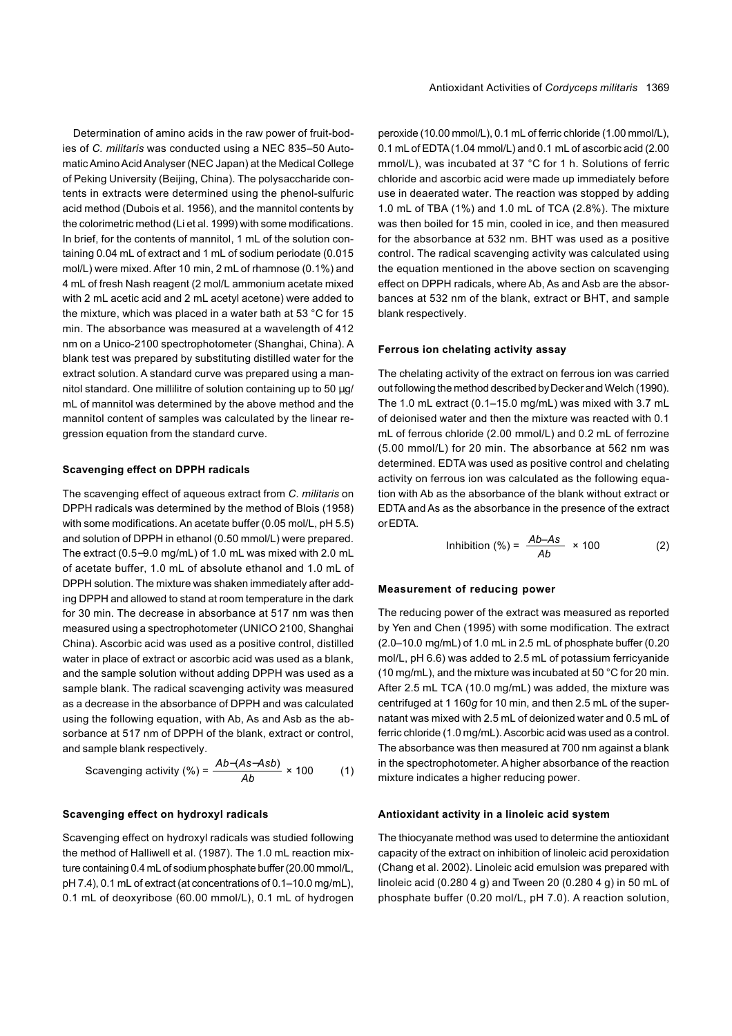Determination of amino acids in the raw power of fruit-bodies of *C. militaris* was conducted using a NEC 835–50 Automatic Amino Acid Analyser (NEC Japan) at the Medical College of Peking University (Beijing, China). The polysaccharide contents in extracts were determined using the phenol-sulfuric acid method (Dubois et al. 1956), and the mannitol contents by the colorimetric method (Li et al. 1999) with some modifications. In brief, for the contents of mannitol, 1 mL of the solution containing 0.04 mL of extract and 1 mL of sodium periodate (0.015 mol/L) were mixed. After 10 min, 2 mL of rhamnose (0.1%) and 4 mL of fresh Nash reagent (2 mol/L ammonium acetate mixed with 2 mL acetic acid and 2 mL acetyl acetone) were added to the mixture, which was placed in a water bath at 53 °C for 15 min. The absorbance was measured at a wavelength of 412 nm on a Unico-2100 spectrophotometer (Shanghai, China). A blank test was prepared by substituting distilled water for the extract solution. A standard curve was prepared using a mannitol standard. One millilitre of solution containing up to 50 µg/mL of mannitol was determined by the above method and the mannitol content of samples was calculated by the linear regression equation from the standard curve.

#### Scavenging effect on DPPH radicals

The scavenging effect of aqueous extract from *C. militaris* on DPPH radicals was determined by the method of Blois (1958) with some modifications. An acetate buffer (0.05 mol/L, pH 5.5) and solution of DPPH in ethanol (0.50 mmol/L) were prepared. The extract (0.5–9.0 mg/mL) of 1.0 mL was mixed with 2.0 mL of acetate buffer, 1.0 mL of absolute ethanol and 1.0 mL of DPPH solution. The mixture was shaken immediately after adding DPPH and allowed to stand at room temperature in the dark for 30 min. The decrease in absorbance at 517 nm was then measured using a spectrophotometer (UNICO 2100, Shanghai China). Ascorbic acid was used as a positive control, distilled water in place of extract or ascorbic acid was used as a blank, and the sample solution without adding DPPH was used as a sample blank. The radical scavenging activity was measured as a decrease in the absorbance of DPPH and was calculated using the following equation, with Ab, As and Asb as the absorbance at 517 nm of DPPH of the blank, extract or control, and sample blank respectively.

$$\text{Scavenging activity (\%)} = \frac{Ab-(As-Asb)}{Ab} \times 100 \qquad (1)$$

#### Scavenging effect on hydroxyl radicals

Scavenging effect on hydroxyl radicals was studied following the method of Halliwell et al. (1987). The 1.0 mL reaction mixture containing 0.4 mL of sodium phosphate buffer (20.00 mmol/L, pH 7.4), 0.1 mL of extract (at concentrations of 0.1–10.0 mg/mL), 0.1 mL of deoxyribose (60.00 mmol/L), 0.1 mL of hydrogen peroxide (10.00 mmol/L), 0.1 mL of ferric chloride (1.00 mmol/L), 0.1 mL of EDTA (1.04 mmol/L) and 0.1 mL of ascorbic acid (2.00 mmol/L), was incubated at 37 °C for 1 h. Solutions of ferric chloride and ascorbic acid were made up immediately before use in deaerated water. The reaction was stopped by adding 1.0 mL of TBA (1%) and 1.0 mL of TCA (2.8%). The mixture was then boiled for 15 min, cooled in ice, and then measured for the absorbance at 532 nm. BHT was used as a positive control. The radical scavenging activity was calculated using the equation mentioned in the above section on scavenging effect on DPPH radicals, where Ab, As and Asb are the absorbances at 532 nm of the blank, extract or BHT, and sample blank respectively.

#### Ferrous ion chelating activity assay

The chelating activity of the extract on ferrous ion was carried out following the method described by Decker and Welch (1990). The 1.0 mL extract (0.1–15.0 mg/mL) was mixed with 3.7 mL of deionised water and then the mixture was reacted with 0.1 mL of ferrous chloride (2.00 mmol/L) and 0.2 mL of ferrozine (5.00 mmol/L) for 20 min. The absorbance at 562 nm was determined. EDTA was used as positive control and chelating activity on ferrous ion was calculated as the following equation with Ab as the absorbance of the blank without extract or EDTA and As as the absorbance in the presence of the extract or EDTA.

$$\text{Inhibition (\%)} = \frac{Ab-As}{Ab} \times 100 \qquad (2)$$

#### Measurement of reducing power

The reducing power of the extract was measured as reported by Yen and Chen (1995) with some modification. The extract (2.0–10.0 mg/mL) of 1.0 mL in 2.5 mL of phosphate buffer (0.20 mol/L, pH 6.6) was added to 2.5 mL of potassium ferricyanide (10 mg/mL), and the mixture was incubated at 50 °C for 20 min. After 2.5 mL TCA (10.0 mg/mL) was added, the mixture was centrifuged at 1 160*g* for 10 min, and then 2.5 mL of the supernatant was mixed with 2.5 mL of deionized water and 0.5 mL of ferric chloride (1.0 mg/mL). Ascorbic acid was used as a control. The absorbance was then measured at 700 nm against a blank in the spectrophotometer. A higher absorbance of the reaction mixture indicates a higher reducing power.

#### Antioxidant activity in a linoleic acid system

The thiocyanate method was used to determine the antioxidant capacity of the extract on inhibition of linoleic acid peroxidation (Chang et al. 2002). Linoleic acid emulsion was prepared with linoleic acid (0.280 4 g) and Tween 20 (0.280 4 g) in 50 mL of phosphate buffer (0.20 mol/L, pH 7.0). A reaction solution,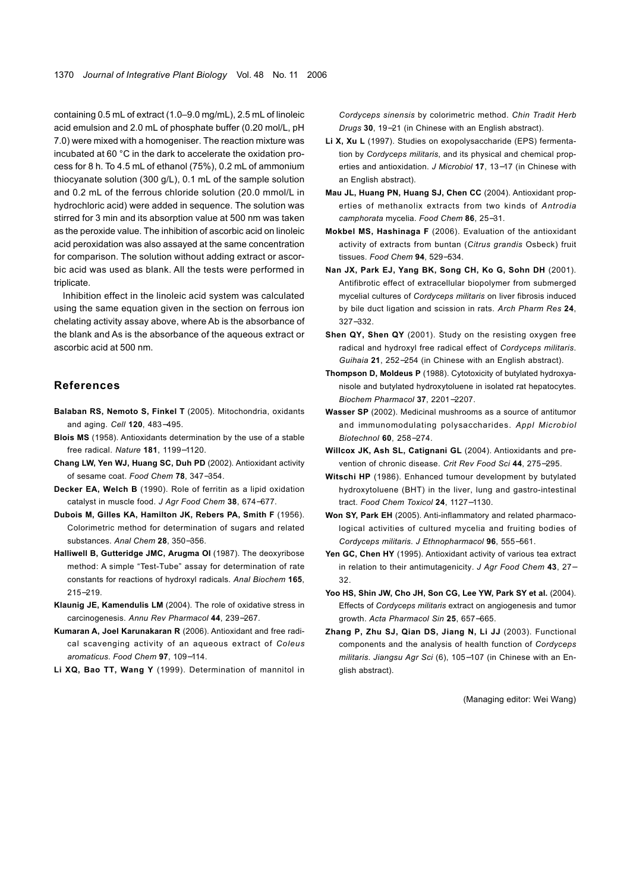containing 0.5 mL of extract (1.0–9.0 mg/mL), 2.5 mL of linoleic acid emulsion and 2.0 mL of phosphate buffer (0.20 mol/L, pH 7.0) were mixed with a homogeniser. The reaction mixture was incubated at 60 °C in the dark to accelerate the oxidation process for 8 h. To 4.5 mL of ethanol (75%), 0.2 mL of ammonium thiocyanate solution (300 g/L), 0.1 mL of the sample solution and 0.2 mL of the ferrous chloride solution (20.0 mmol/L in hydrochloric acid) were added in sequence. The solution was stirred for 3 min and its absorption value at 500 nm was taken as the peroxide value. The inhibition of ascorbic acid on linoleic acid peroxidation was also assayed at the same concentration for comparison. The solution without adding extract or ascorbic acid was used as blank. All the tests were performed in triplicate.

Inhibition effect in the linoleic acid system was calculated using the same equation given in the section on ferrous ion chelating activity assay above, where Ab is the absorbance of the blank and As is the absorbance of the aqueous extract or ascorbic acid at 500 nm.

## References

**Balaban RS, Nemoto S, Finkel T** (2005). Mitochondria, oxidants and aging. *Cell* **120**, 483–495.

**Blois MS** (1958). Antioxidants determination by the use of a stable free radical. *Nature* **181**, 1199–1120.

**Chang LW, Yen WJ, Huang SC, Duh PD** (2002). Antioxidant activity of sesame coat. *Food Chem* **78**, 347–354.

**Decker EA, Welch B** (1990). Role of ferritin as a lipid oxidation catalyst in muscle food. *J Agr Food Chem* **38**, 674–677.

**Dubois M, Gilles KA, Hamilton JK, Rebers PA, Smith F** (1956). Colorimetric method for determination of sugars and related substances. *Anal Chem* **28**, 350–356.

**Halliwell B, Gutteridge JMC, Arugma OI** (1987). The deoxyribose method: A simple "Test-Tube" assay for determination of rate constants for reactions of hydroxyl radicals. *Anal Biochem* **165**, 215–219.

**Klaunig JE, Kamendulis LM** (2004). The role of oxidative stress in carcinogenesis. *Annu Rev Pharmacol* **44**, 239–267.

**Kumaran A, Joel Karunakaran R** (2006). Antioxidant and free radical scavenging activity of an aqueous extract of *Coleus aromaticus*. *Food Chem* **97**, 109–114.

**Li XQ, Bao TT, Wang Y** (1999). Determination of mannitol in *Cordyceps sinensis* by colorimetric method. *Chin Tradit Herb Drugs* **30**, 19–21 (in Chinese with an English abstract).

**Li X, Xu L** (1997). Studies on exopolysaccharide (EPS) fermentation by *Cordyceps militaris*, and its physical and chemical properties and antioxidation. *J Microbiol* **17**, 13–17 (in Chinese with an English abstract).

**Mau JL, Huang PN, Huang SJ, Chen CC** (2004). Antioxidant properties of methanolix extracts from two kinds of *Antrodia camphorata* mycelia. *Food Chem* **86**, 25–31.

**Mokbel MS, Hashinaga F** (2006). Evaluation of the antioxidant activity of extracts from buntan (*Citrus grandis* Osbeck) fruit tissues. *Food Chem* **94**, 529–534.

**Nan JX, Park EJ, Yang BK, Song CH, Ko G, Sohn DH** (2001). Antifibrotic effect of extracellular biopolymer from submerged mycelial cultures of *Cordyceps militaris* on liver fibrosis induced by bile duct ligation and scission in rats. *Arch Pharm Res* **24**, 327–332.

**Shen QY, Shen QY** (2001). Study on the resisting oxygen free radical and hydroxyl free radical effect of *Cordyceps militaris*. *Guihaia* **21**, 252–254 (in Chinese with an English abstract).

**Thompson D, Moldeus P** (1988). Cytotoxicity of butylated hydroxyanisole and butylated hydroxytoluene in isolated rat hepatocytes. *Biochem Pharmacol* **37**, 2201–2207.

**Wasser SP** (2002). Medicinal mushrooms as a source of antitumor and immunomodulating polysaccharides. *Appl Microbiol Biotechnol* **60**, 258–274.

**Willcox JK, Ash SL, Catignani GL** (2004). Antioxidants and prevention of chronic disease. *Crit Rev Food Sci* **44**, 275–295.

**Witschi HP** (1986). Enhanced tumour development by butylated hydroxytoluene (BHT) in the liver, lung and gastro-intestinal tract. *Food Chem Toxicol* **24**, 1127–1130.

**Won SY, Park EH** (2005). Anti-inflammatory and related pharmacological activities of cultured mycelia and fruiting bodies of *Cordyceps militaris*. *J Ethnopharmacol* **96**, 555–561.

**Yen GC, Chen HY** (1995). Antioxidant activity of various tea extract in relation to their antimutagenicity. *J Agr Food Chem* **43**, 27–32.

**Yoo HS, Shin JW, Cho JH, Son CG, Lee YW, Park SY et al.** (2004). Effects of *Cordyceps militaris* extract on angiogenesis and tumor growth. *Acta Pharmacol Sin* **25**, 657–665.

**Zhang P, Zhu SJ, Qian DS, Jiang N, Li JJ** (2003). Functional components and the analysis of health function of *Cordyceps militaris*. *Jiangsu Agr Sci* (6), 105–107 (in Chinese with an English abstract).

(Managing editor: Wei Wang)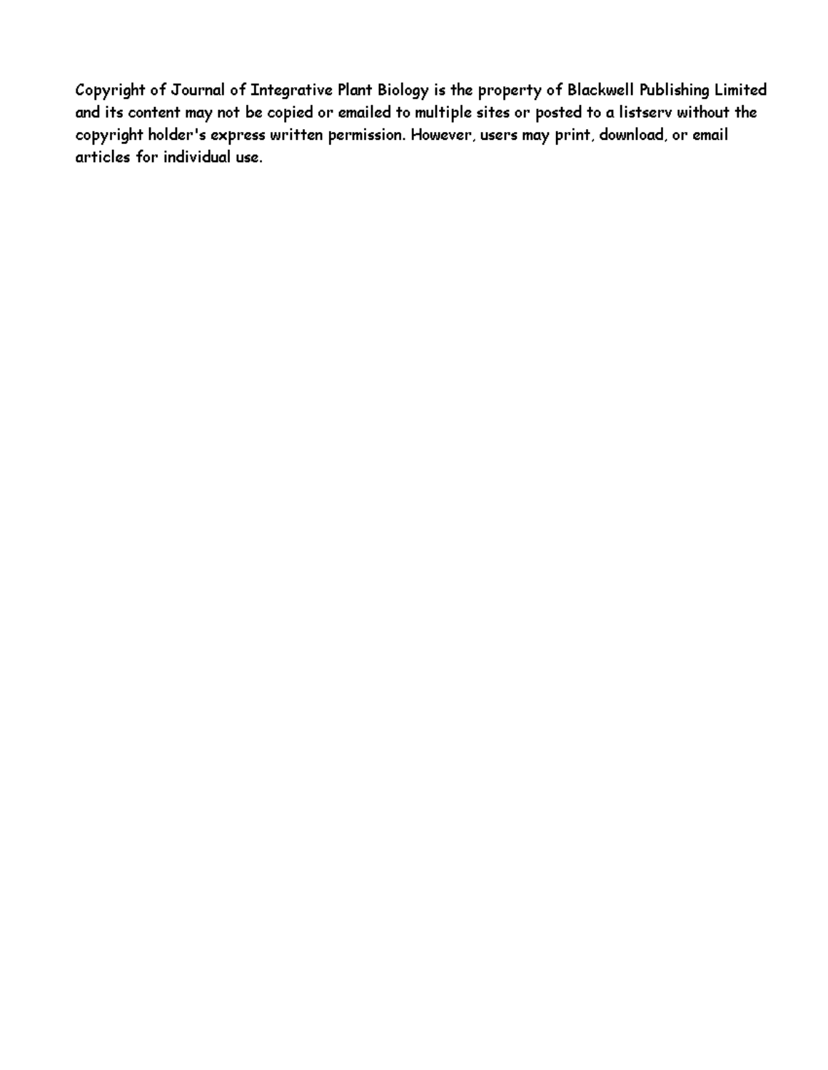Copyright of Journal of Integrative Plant Biology is the property of Blackwell Publishing Limited and its content may not be copied or emailed to multiple sites or posted to a listserv without the copyright holder's express written permission. However, users may print, download, or email articles for individual use.